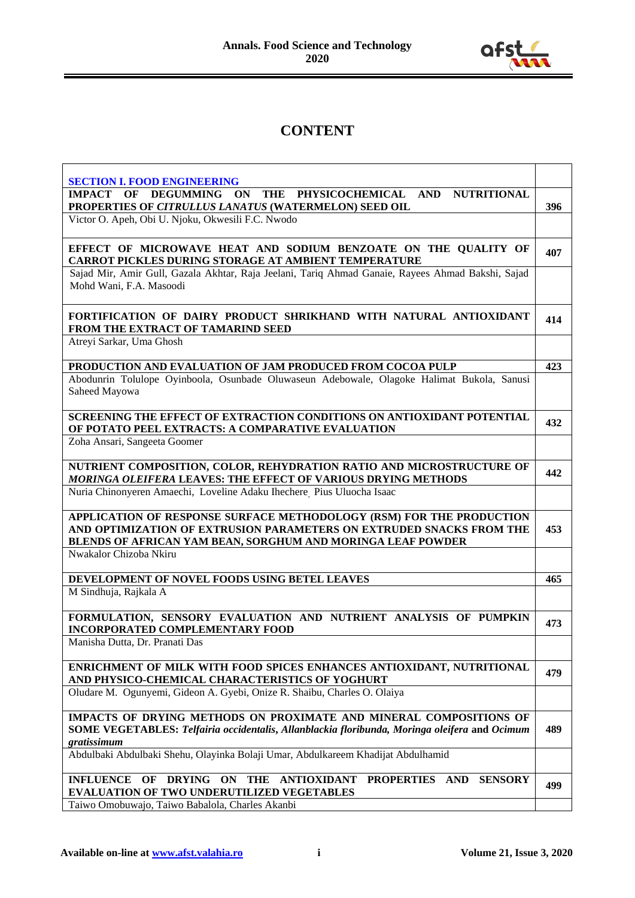# CONTENT

| | |
|---|---|
| **SECTION I. FOOD ENGINEERING** | |
| **IMPACT OF DEGUMMING ON THE PHYSICOCHEMICAL AND NUTRITIONAL PROPERTIES OF *CITRULLUS LANATUS* (WATERMELON) SEED OIL** | **396** |
| Victor O. Apeh, Obi U. Njoku, Okwesili F.C. Nwodo | |
| **EFFECT OF MICROWAVE HEAT AND SODIUM BENZOATE ON THE QUALITY OF CARROT PICKLES DURING STORAGE AT AMBIENT TEMPERATURE** | **407** |
| Sajad Mir, Amir Gull, Gazala Akhtar, Raja Jeelani, Tariq Ahmad Ganaie, Rayees Ahmad Bakshi, Sajad Mohd Wani, F.A. Masoodi | |
| **FORTIFICATION OF DAIRY PRODUCT SHRIKHAND WITH NATURAL ANTIOXIDANT FROM THE EXTRACT OF TAMARIND SEED** | **414** |
| Atreyi Sarkar, Uma Ghosh | |
| **PRODUCTION AND EVALUATION OF JAM PRODUCED FROM COCOA PULP** | **423** |
| Abodunrin Tolulope Oyinboola, Osunbade Oluwaseun Adebowale, Olagoke Halimat Bukola, Sanusi Saheed Mayowa | |
| **SCREENING THE EFFECT OF EXTRACTION CONDITIONS ON ANTIOXIDANT POTENTIAL OF POTATO PEEL EXTRACTS: A COMPARATIVE EVALUATION** | **432** |
| Zoha Ansari, Sangeeta Goomer | |
| **NUTRIENT COMPOSITION, COLOR, REHYDRATION RATIO AND MICROSTRUCTURE OF *MORINGA OLEIFERA* LEAVES: THE EFFECT OF VARIOUS DRYING METHODS** | **442** |
| Nuria Chinonyeren Amaechi, Loveline Adaku Ihechere, Pius Uluocha Isaac | |
| **APPLICATION OF RESPONSE SURFACE METHODOLOGY (RSM) FOR THE PRODUCTION AND OPTIMIZATION OF EXTRUSION PARAMETERS ON EXTRUDED SNACKS FROM THE BLENDS OF AFRICAN YAM BEAN, SORGHUM AND MORINGA LEAF POWDER** | **453** |
| Nwakalor Chizoba Nkiru | |
| **DEVELOPMENT OF NOVEL FOODS USING BETEL LEAVES** | **465** |
| M Sindhuja, Rajkala A | |
| **FORMULATION, SENSORY EVALUATION AND NUTRIENT ANALYSIS OF PUMPKIN INCORPORATED COMPLEMENTARY FOOD** | **473** |
| Manisha Dutta, Dr. Pranati Das | |
| **ENRICHMENT OF MILK WITH FOOD SPICES ENHANCES ANTIOXIDANT, NUTRITIONAL AND PHYSICO-CHEMICAL CHARACTERISTICS OF YOGHURT** | **479** |
| Oludare M. Ogunyemi, Gideon A. Gyebi, Onize R. Shaibu, Charles O. Olaiya | |
| **IMPACTS OF DRYING METHODS ON PROXIMATE AND MINERAL COMPOSITIONS OF SOME VEGETABLES: *Telfairia occidentalis*, *Allanblackia floribunda*, *Moringa oleifera* and *Ocimum gratissimum*** | **489** |
| Abdulbaki Abdulbaki Shehu, Olayinka Bolaji Umar, Abdulkareem Khadijat Abdulhamid | |
| **INFLUENCE OF DRYING ON THE ANTIOXIDANT PROPERTIES AND SENSORY EVALUATION OF TWO UNDERUTILIZED VEGETABLES** | **499** |
| Taiwo Omobuwajo, Taiwo Babalola, Charles Akanbi | |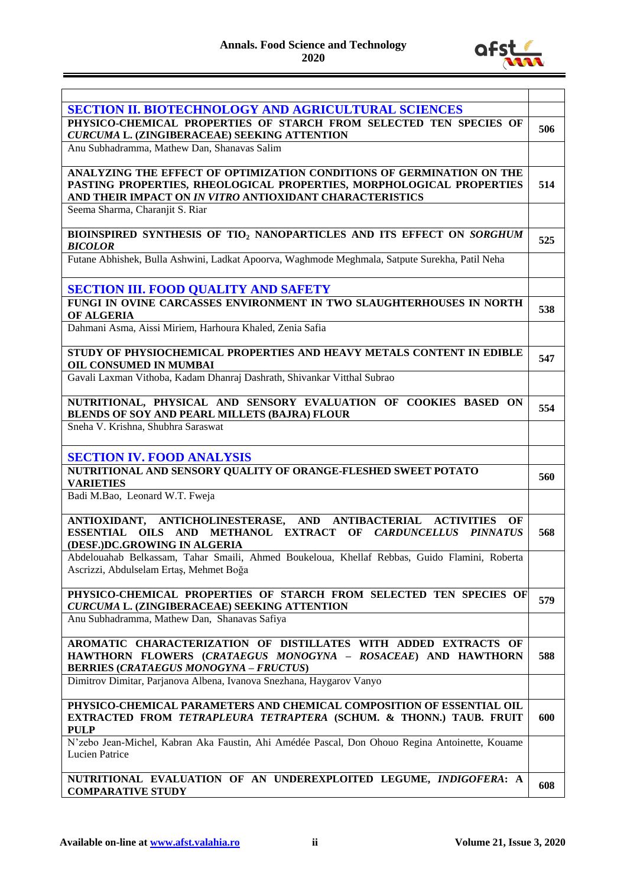| | |
|---|---|
| **SECTION II. BIOTECHNOLOGY AND AGRICULTURAL SCIENCES** | |
| **PHYSICO-CHEMICAL PROPERTIES OF STARCH FROM SELECTED TEN SPECIES OF *CURCUMA* L. (ZINGIBERACEAE) SEEKING ATTENTION** | **506** |
| Anu Subhadramma, Mathew Dan, Shanavas Salim | |
| **ANALYZING THE EFFECT OF OPTIMIZATION CONDITIONS OF GERMINATION ON THE PASTING PROPERTIES, RHEOLOGICAL PROPERTIES, MORPHOLOGICAL PROPERTIES AND THEIR IMPACT ON *IN VITRO* ANTIOXIDANT CHARACTERISTICS** | **514** |
| Seema Sharma, Charanjit S. Riar | |
| **BIOINSPIRED SYNTHESIS OF $TIO_2$ NANOPARTICLES AND ITS EFFECT ON *SORGHUM BICOLOR*** | **525** |
| Futane Abhishek, Bulla Ashwini, Ladkat Apoorva, Waghmode Meghmala, Satpute Surekha, Patil Neha | |
| **SECTION III. FOOD QUALITY AND SAFETY** | |
| **FUNGI IN OVINE CARCASSES ENVIRONMENT IN TWO SLAUGHTERHOUSES IN NORTH OF ALGERIA** | **538** |
| Dahmani Asma, Aissi Miriem, Harhoura Khaled, Zenia Safia | |
| **STUDY OF PHYSIOCHEMICAL PROPERTIES AND HEAVY METALS CONTENT IN EDIBLE OIL CONSUMED IN MUMBAI** | **547** |
| Gavali Laxman Vithoba, Kadam Dhanraj Dashrath, Shivankar Vitthal Subrao | |
| **NUTRITIONAL, PHYSICAL AND SENSORY EVALUATION OF COOKIES BASED ON BLENDS OF SOY AND PEARL MILLETS (BAJRA) FLOUR** | **554** |
| Sneha V. Krishna, Shubhra Saraswat | |
| **SECTION IV. FOOD ANALYSIS** | |
| **NUTRITIONAL AND SENSORY QUALITY OF ORANGE-FLESHED SWEET POTATO VARIETIES** | **560** |
| Badi M.Bao, Leonard W.T. Fweja | |
| **ANTIOXIDANT, ANTICHOLINESTERASE, AND ANTIBACTERIAL ACTIVITIES OF ESSENTIAL OILS AND METHANOL EXTRACT OF *CARDUNCELLUS PINNATUS* (DESF.)DC.GROWING IN ALGERIA** | **568** |
| Abdelouahab Belkassam, Tahar Smaili, Ahmed Boukeloua, Khellaf Rebbas, Guido Flamini, Roberta Ascrizzi, Abdulselam Ertaş, Mehmet Boğa | |
| **PHYSICO-CHEMICAL PROPERTIES OF STARCH FROM SELECTED TEN SPECIES OF *CURCUMA* L. (ZINGIBERACEAE) SEEKING ATTENTION** | **579** |
| Anu Subhadramma, Mathew Dan, Shanavas Safiya | |
| **AROMATIC CHARACTERIZATION OF DISTILLATES WITH ADDED EXTRACTS OF HAWTHORN FLOWERS (*CRATAEGUS MONOGYNA – ROSACEAE*) AND HAWTHORN BERRIES (*CRATAEGUS MONOGYNA – FRUCTUS*)** | **588** |
| Dimitrov Dimitar, Parjanova Albena, Ivanova Snezhana, Haygarov Vanyo | |
| **PHYSICO-CHEMICAL PARAMETERS AND CHEMICAL COMPOSITION OF ESSENTIAL OIL EXTRACTED FROM *TETRAPLEURA TETRAPTERA* (SCHUM. & THONN.) TAUB. FRUIT PULP** | **600** |
| N'zebo Jean-Michel, Kabran Aka Faustin, Ahi Amédée Pascal, Don Ohouo Regina Antoinette, Kouame Lucien Patrice | |
| **NUTRITIONAL EVALUATION OF AN UNDEREXPLOITED LEGUME, *INDIGOFERA*: A COMPARATIVE STUDY** | **608** |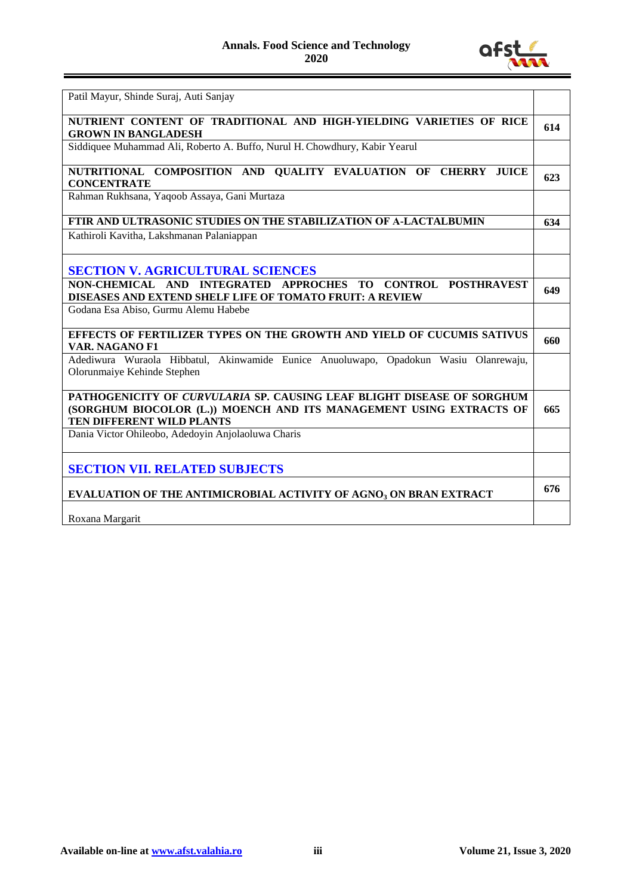| | |
|---|---|
| Patil Mayur, Shinde Suraj, Auti Sanjay | |
| **NUTRIENT CONTENT OF TRADITIONAL AND HIGH-YIELDING VARIETIES OF RICE GROWN IN BANGLADESH** | **614** |
| Siddiquee Muhammad Ali, Roberto A. Buffo, Nurul H. Chowdhury, Kabir Yearul | |
| **NUTRITIONAL COMPOSITION AND QUALITY EVALUATION OF CHERRY JUICE CONCENTRATE** | **623** |
| Rahman Rukhsana, Yaqoob Assaya, Gani Murtaza | |
| **FTIR AND ULTRASONIC STUDIES ON THE STABILIZATION OF Α-LACTALBUMIN** | **634** |
| Kathiroli Kavitha, Lakshmanan Palaniappan | |
| **SECTION V. AGRICULTURAL SCIENCES** | |
| **NON-CHEMICAL AND INTEGRATED APPROCHES TO CONTROL POSTHRAVEST DISEASES AND EXTEND SHELF LIFE OF TOMATO FRUIT: A REVIEW** | **649** |
| Godana Esa Abiso, Gurmu Alemu Habebe | |
| **EFFECTS OF FERTILIZER TYPES ON THE GROWTH AND YIELD OF CUCUMIS SATIVUS VAR. NAGANO F1** | **660** |
| Adediwura Wuraola Hibbatul, Akinwamide Eunice Anuoluwapo, Opadokun Wasiu Olanrewaju, Olorunmaiye Kehinde Stephen | |
| **PATHOGENICITY OF *CURVULARIA* SP. CAUSING LEAF BLIGHT DISEASE OF SORGHUM (SORGHUM BIOCOLOR (L.)) MOENCH AND ITS MANAGEMENT USING EXTRACTS OF TEN DIFFERENT WILD PLANTS** | **665** |
| Dania Victor Ohileobo, Adedoyin Anjolaoluwa Charis | |
| **SECTION VII. RELATED SUBJECTS** | |
| **EVALUATION OF THE ANTIMICROBIAL ACTIVITY OF $AGNO_3$ ON BRAN EXTRACT** | **676** |
| Roxana Margarit | |